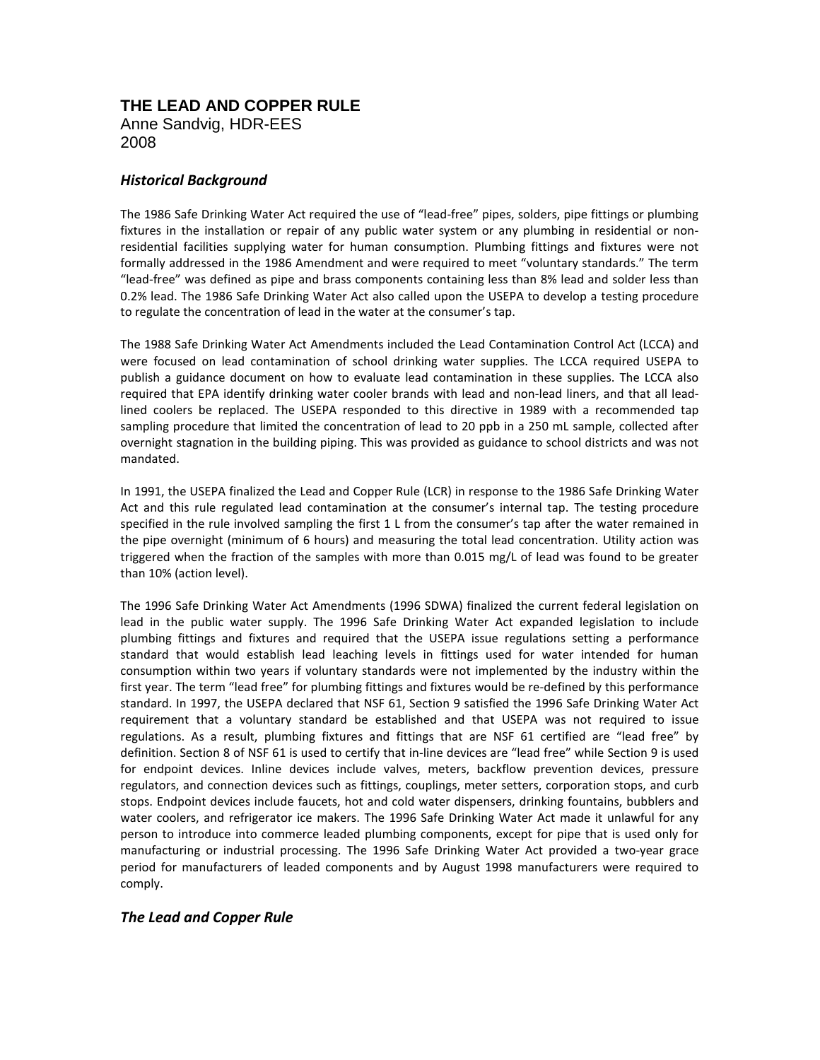# THE LEAD AND COPPER RULE

Anne Sandvig, HDR-EES
2008

## *Historical Background*

The 1986 Safe Drinking Water Act required the use of "lead-free" pipes, solders, pipe fittings or plumbing fixtures in the installation or repair of any public water system or any plumbing in residential or non-residential facilities supplying water for human consumption. Plumbing fittings and fixtures were not formally addressed in the 1986 Amendment and were required to meet "voluntary standards." The term "lead-free" was defined as pipe and brass components containing less than 8% lead and solder less than 0.2% lead. The 1986 Safe Drinking Water Act also called upon the USEPA to develop a testing procedure to regulate the concentration of lead in the water at the consumer's tap.

The 1988 Safe Drinking Water Act Amendments included the Lead Contamination Control Act (LCCA) and were focused on lead contamination of school drinking water supplies. The LCCA required USEPA to publish a guidance document on how to evaluate lead contamination in these supplies. The LCCA also required that EPA identify drinking water cooler brands with lead and non-lead liners, and that all lead-lined coolers be replaced. The USEPA responded to this directive in 1989 with a recommended tap sampling procedure that limited the concentration of lead to 20 ppb in a 250 mL sample, collected after overnight stagnation in the building piping. This was provided as guidance to school districts and was not mandated.

In 1991, the USEPA finalized the Lead and Copper Rule (LCR) in response to the 1986 Safe Drinking Water Act and this rule regulated lead contamination at the consumer's internal tap. The testing procedure specified in the rule involved sampling the first 1 L from the consumer's tap after the water remained in the pipe overnight (minimum of 6 hours) and measuring the total lead concentration. Utility action was triggered when the fraction of the samples with more than 0.015 mg/L of lead was found to be greater than 10% (action level).

The 1996 Safe Drinking Water Act Amendments (1996 SDWA) finalized the current federal legislation on lead in the public water supply. The 1996 Safe Drinking Water Act expanded legislation to include plumbing fittings and fixtures and required that the USEPA issue regulations setting a performance standard that would establish lead leaching levels in fittings used for water intended for human consumption within two years if voluntary standards were not implemented by the industry within the first year. The term "lead free" for plumbing fittings and fixtures would be re-defined by this performance standard. In 1997, the USEPA declared that NSF 61, Section 9 satisfied the 1996 Safe Drinking Water Act requirement that a voluntary standard be established and that USEPA was not required to issue regulations. As a result, plumbing fixtures and fittings that are NSF 61 certified are "lead free" by definition. Section 8 of NSF 61 is used to certify that in-line devices are "lead free" while Section 9 is used for endpoint devices. Inline devices include valves, meters, backflow prevention devices, pressure regulators, and connection devices such as fittings, couplings, meter setters, corporation stops, and curb stops. Endpoint devices include faucets, hot and cold water dispensers, drinking fountains, bubblers and water coolers, and refrigerator ice makers. The 1996 Safe Drinking Water Act made it unlawful for any person to introduce into commerce leaded plumbing components, except for pipe that is used only for manufacturing or industrial processing. The 1996 Safe Drinking Water Act provided a two-year grace period for manufacturers of leaded components and by August 1998 manufacturers were required to comply.

## *The Lead and Copper Rule*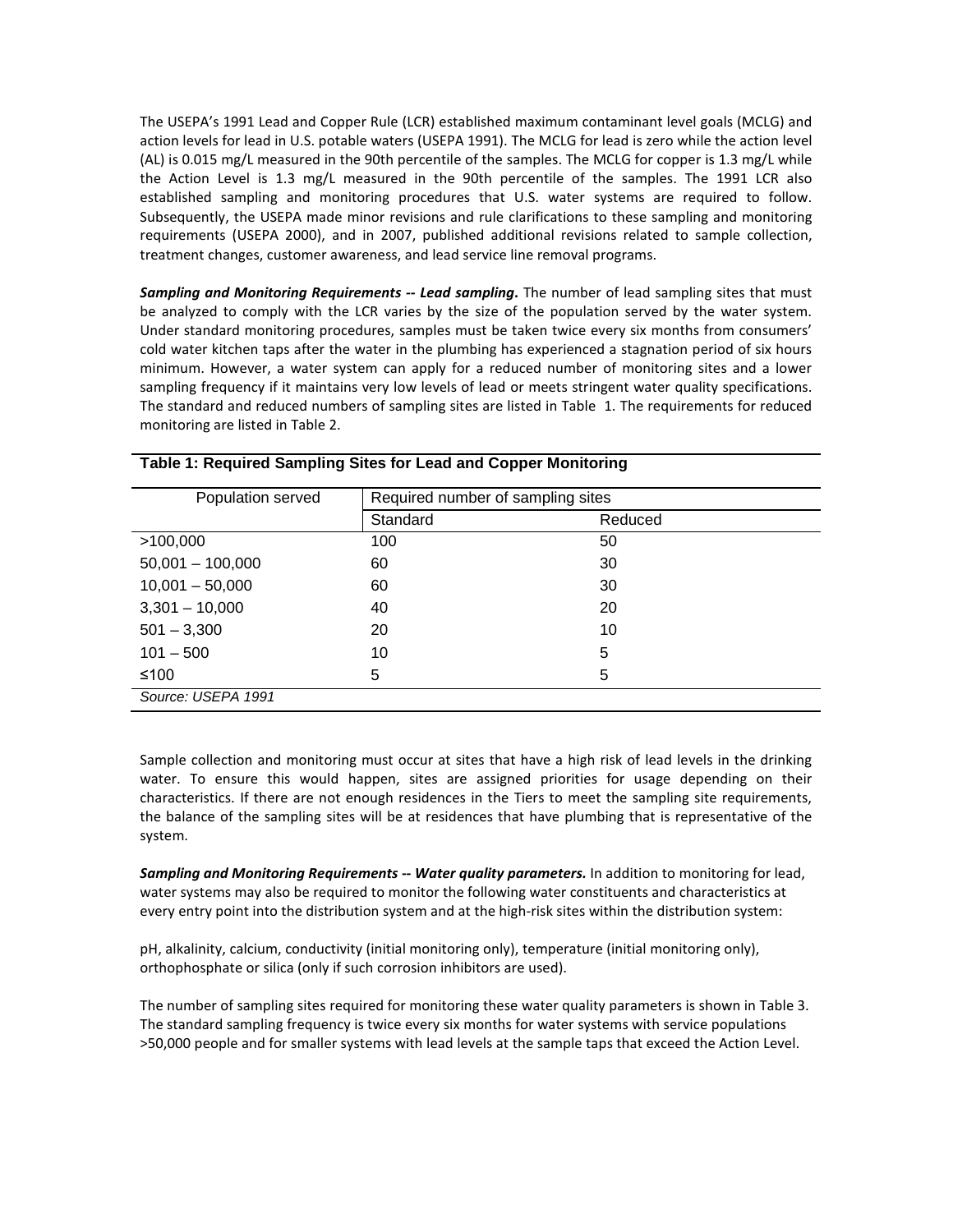The USEPA's 1991 Lead and Copper Rule (LCR) established maximum contaminant level goals (MCLG) and action levels for lead in U.S. potable waters (USEPA 1991). The MCLG for lead is zero while the action level (AL) is 0.015 mg/L measured in the 90th percentile of the samples. The MCLG for copper is 1.3 mg/L while the Action Level is 1.3 mg/L measured in the 90th percentile of the samples. The 1991 LCR also established sampling and monitoring procedures that U.S. water systems are required to follow. Subsequently, the USEPA made minor revisions and rule clarifications to these sampling and monitoring requirements (USEPA 2000), and in 2007, published additional revisions related to sample collection, treatment changes, customer awareness, and lead service line removal programs.

***Sampling and Monitoring Requirements -- Lead sampling*.** The number of lead sampling sites that must be analyzed to comply with the LCR varies by the size of the population served by the water system. Under standard monitoring procedures, samples must be taken twice every six months from consumers' cold water kitchen taps after the water in the plumbing has experienced a stagnation period of six hours minimum. However, a water system can apply for a reduced number of monitoring sites and a lower sampling frequency if it maintains very low levels of lead or meets stringent water quality specifications. The standard and reduced numbers of sampling sites are listed in Table 1. The requirements for reduced monitoring are listed in Table 2.

**Table 1: Required Sampling Sites for Lead and Copper Monitoring**

| Population served | Required number of sampling sites | |
|---|---|---|
| | Standard | Reduced |
| >100,000 | 100 | 50 |
| 50,001 – 100,000 | 60 | 30 |
| 10,001 – 50,000 | 60 | 30 |
| 3,301 – 10,000 | 40 | 20 |
| 501 – 3,300 | 20 | 10 |
| 101 – 500 | 10 | 5 |
| ≤100 | 5 | 5 |

*Source: USEPA 1991*

Sample collection and monitoring must occur at sites that have a high risk of lead levels in the drinking water. To ensure this would happen, sites are assigned priorities for usage depending on their characteristics. If there are not enough residences in the Tiers to meet the sampling site requirements, the balance of the sampling sites will be at residences that have plumbing that is representative of the system.

***Sampling and Monitoring Requirements -- Water quality parameters.*** In addition to monitoring for lead, water systems may also be required to monitor the following water constituents and characteristics at every entry point into the distribution system and at the high-risk sites within the distribution system:

pH, alkalinity, calcium, conductivity (initial monitoring only), temperature (initial monitoring only), orthophosphate or silica (only if such corrosion inhibitors are used).

The number of sampling sites required for monitoring these water quality parameters is shown in Table 3. The standard sampling frequency is twice every six months for water systems with service populations >50,000 people and for smaller systems with lead levels at the sample taps that exceed the Action Level.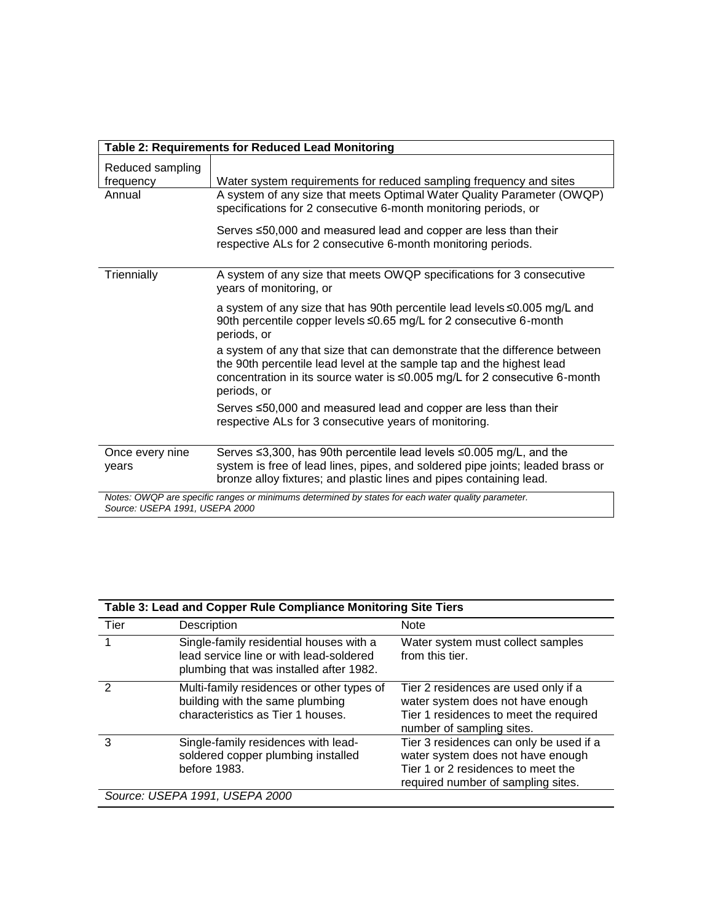**Table 2: Requirements for Reduced Lead Monitoring**

| Reduced sampling frequency | Water system requirements for reduced sampling frequency and sites |
|---|---|
| Annual | A system of any size that meets Optimal Water Quality Parameter (OWQP) specifications for 2 consecutive 6-month monitoring periods, or<br><br>Serves ≤50,000 and measured lead and copper are less than their respective ALs for 2 consecutive 6-month monitoring periods. |
| Triennially | A system of any size that meets OWQP specifications for 3 consecutive years of monitoring, or<br><br>a system of any size that has 90th percentile lead levels ≤0.005 mg/L and 90th percentile copper levels ≤0.65 mg/L for 2 consecutive 6-month periods, or<br><br>a system of any that size that can demonstrate that the difference between the 90th percentile lead level at the sample tap and the highest lead concentration in its source water is ≤0.005 mg/L for 2 consecutive 6-month periods, or<br><br>Serves ≤50,000 and measured lead and copper are less than their respective ALs for 3 consecutive years of monitoring. |
| Once every nine years | Serves ≤3,300, has 90th percentile lead levels ≤0.005 mg/L, and the system is free of lead lines, pipes, and soldered pipe joints; leaded brass or bronze alloy fixtures; and plastic lines and pipes containing lead. |

*Notes: OWQP are specific ranges or minimums determined by states for each water quality parameter.*
*Source: USEPA 1991, USEPA 2000*

**Table 3: Lead and Copper Rule Compliance Monitoring Site Tiers**

| Tier | Description | Note |
|---|---|---|
| 1 | Single-family residential houses with a lead service line or with lead-soldered plumbing that was installed after 1982. | Water system must collect samples from this tier. |
| 2 | Multi-family residences or other types of building with the same plumbing characteristics as Tier 1 houses. | Tier 2 residences are used only if a water system does not have enough Tier 1 residences to meet the required number of sampling sites. |
| 3 | Single-family residences with lead-soldered copper plumbing installed before 1983. | Tier 3 residences can only be used if a water system does not have enough Tier 1 or 2 residences to meet the required number of sampling sites. |

*Source: USEPA 1991, USEPA 2000*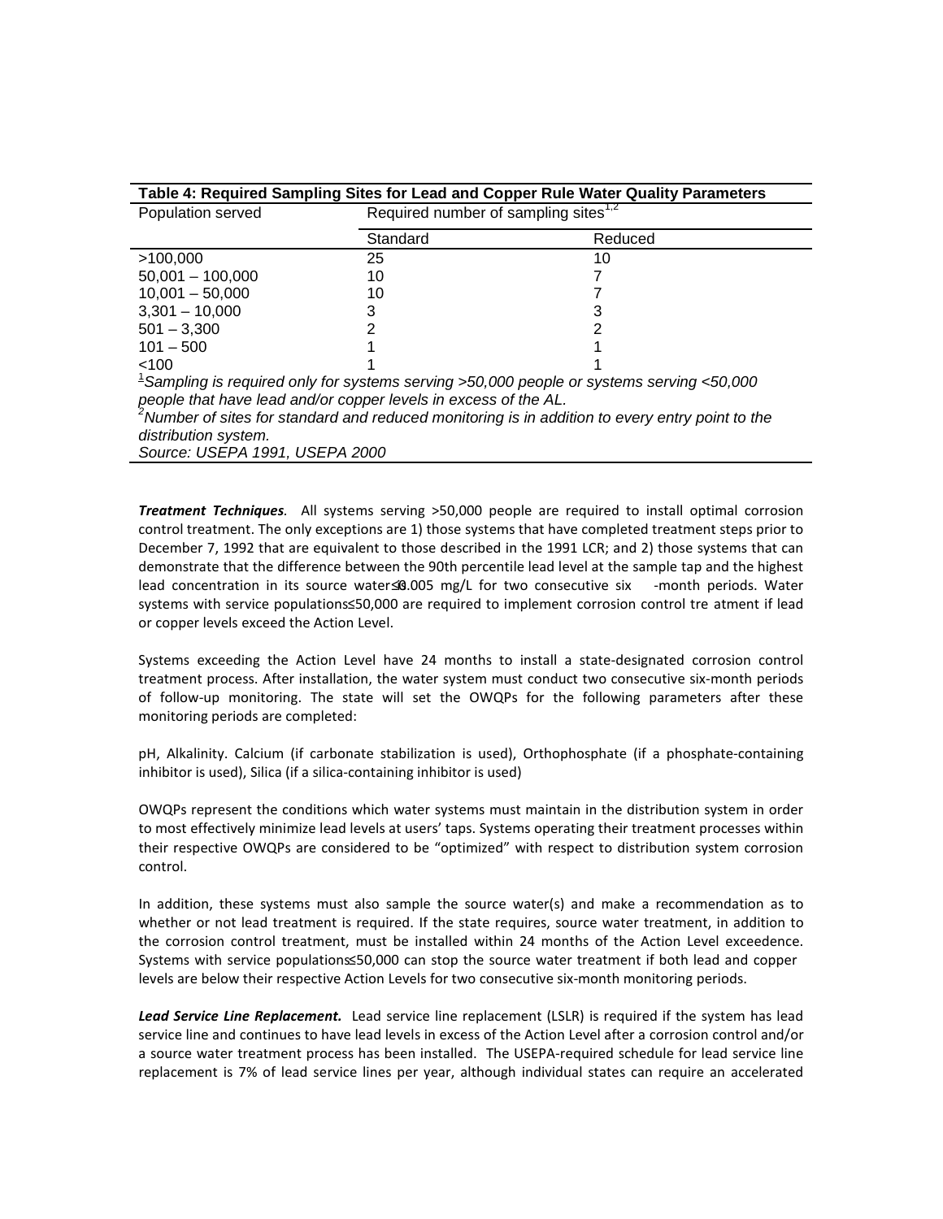**Table 4: Required Sampling Sites for Lead and Copper Rule Water Quality Parameters**

| Population served | Required number of sampling sites[1,2] | |
|---|---|---|
| | Standard | Reduced |
| >100,000 | 25 | 10 |
| 50,001 – 100,000 | 10 | 7 |
| 10,001 – 50,000 | 10 | 7 |
| 3,301 – 10,000 | 3 | 3 |
| 501 – 3,300 | 2 | 2 |
| 101 – 500 | 1 | 1 |
| <100 | 1 | 1 |

*[1]Sampling is required only for systems serving >50,000 people or systems serving <50,000 people that have lead and/or copper levels in excess of the AL.*
*[2]Number of sites for standard and reduced monitoring is in addition to every entry point to the distribution system.*
*Source: USEPA 1991, USEPA 2000*

***Treatment Techniques.*** All systems serving >50,000 people are required to install optimal corrosion control treatment. The only exceptions are 1) those systems that have completed treatment steps prior to December 7, 1992 that are equivalent to those described in the 1991 LCR; and 2) those systems that can demonstrate that the difference between the 90th percentile lead level at the sample tap and the highest lead concentration in its source water ≤0.005 mg/L for two consecutive six-month periods. Water systems with service populations ≤50,000 are required to implement corrosion control treatment if lead or copper levels exceed the Action Level.

Systems exceeding the Action Level have 24 months to install a state-designated corrosion control treatment process. After installation, the water system must conduct two consecutive six-month periods of follow-up monitoring. The state will set the OWQPs for the following parameters after these monitoring periods are completed:

pH, Alkalinity. Calcium (if carbonate stabilization is used), Orthophosphate (if a phosphate-containing inhibitor is used), Silica (if a silica-containing inhibitor is used)

OWQPs represent the conditions which water systems must maintain in the distribution system in order to most effectively minimize lead levels at users' taps. Systems operating their treatment processes within their respective OWQPs are considered to be "optimized" with respect to distribution system corrosion control.

In addition, these systems must also sample the source water(s) and make a recommendation as to whether or not lead treatment is required. If the state requires, source water treatment, in addition to the corrosion control treatment, must be installed within 24 months of the Action Level exceedence. Systems with service populations ≤50,000 can stop the source water treatment if both lead and copper levels are below their respective Action Levels for two consecutive six-month monitoring periods.

***Lead Service Line Replacement.*** Lead service line replacement (LSLR) is required if the system has lead service line and continues to have lead levels in excess of the Action Level after a corrosion control and/or a source water treatment process has been installed. The USEPA-required schedule for lead service line replacement is 7% of lead service lines per year, although individual states can require an accelerated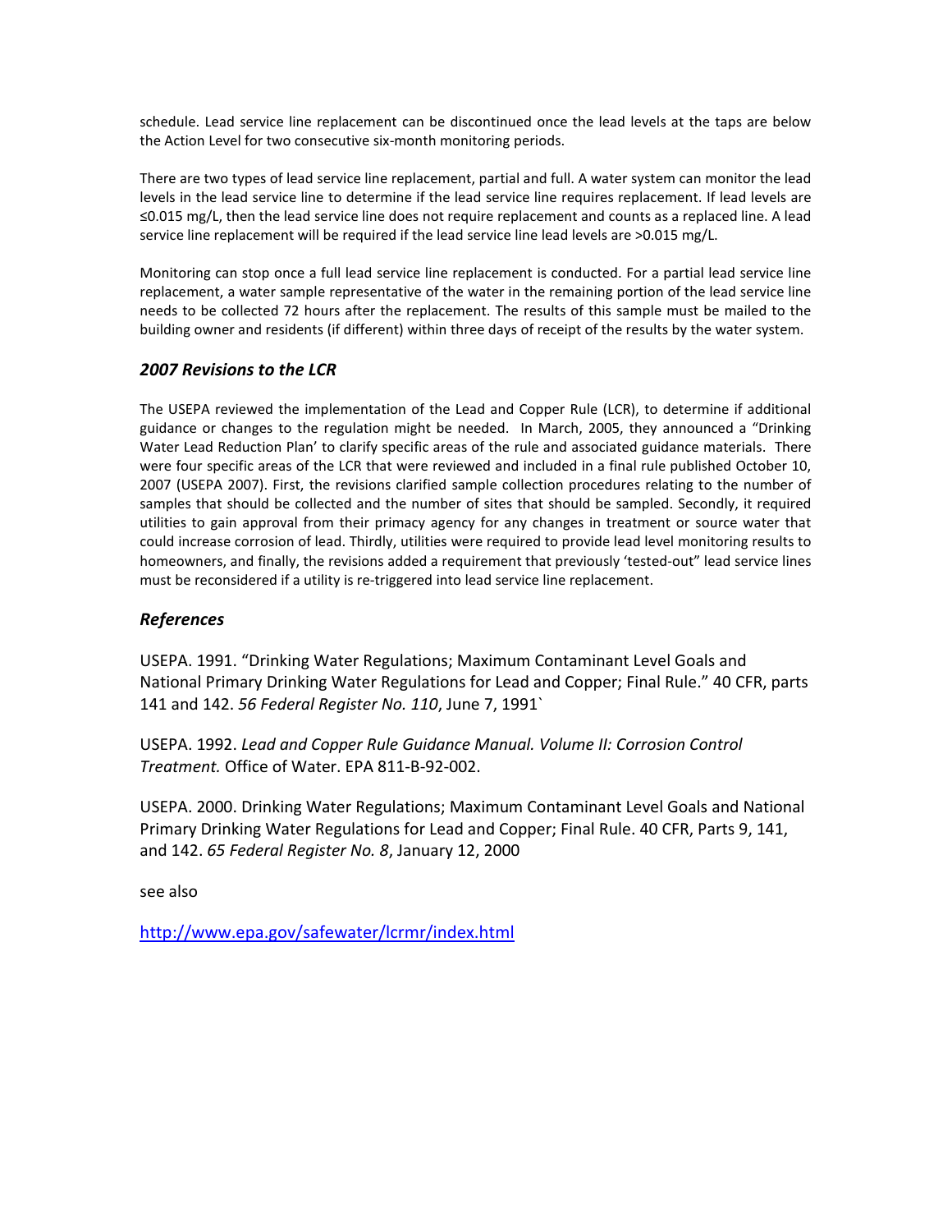schedule. Lead service line replacement can be discontinued once the lead levels at the taps are below the Action Level for two consecutive six-month monitoring periods.

There are two types of lead service line replacement, partial and full. A water system can monitor the lead levels in the lead service line to determine if the lead service line requires replacement. If lead levels are ≤0.015 mg/L, then the lead service line does not require replacement and counts as a replaced line. A lead service line replacement will be required if the lead service line lead levels are >0.015 mg/L.

Monitoring can stop once a full lead service line replacement is conducted. For a partial lead service line replacement, a water sample representative of the water in the remaining portion of the lead service line needs to be collected 72 hours after the replacement. The results of this sample must be mailed to the building owner and residents (if different) within three days of receipt of the results by the water system.

### *2007 Revisions to the LCR*

The USEPA reviewed the implementation of the Lead and Copper Rule (LCR), to determine if additional guidance or changes to the regulation might be needed. In March, 2005, they announced a "Drinking Water Lead Reduction Plan' to clarify specific areas of the rule and associated guidance materials. There were four specific areas of the LCR that were reviewed and included in a final rule published October 10, 2007 (USEPA 2007). First, the revisions clarified sample collection procedures relating to the number of samples that should be collected and the number of sites that should be sampled. Secondly, it required utilities to gain approval from their primacy agency for any changes in treatment or source water that could increase corrosion of lead. Thirdly, utilities were required to provide lead level monitoring results to homeowners, and finally, the revisions added a requirement that previously 'tested-out" lead service lines must be reconsidered if a utility is re-triggered into lead service line replacement.

### *References*

USEPA. 1991. "Drinking Water Regulations; Maximum Contaminant Level Goals and National Primary Drinking Water Regulations for Lead and Copper; Final Rule." 40 CFR, parts 141 and 142. *56 Federal Register No. 110*, June 7, 1991`

USEPA. 1992. *Lead and Copper Rule Guidance Manual. Volume II: Corrosion Control Treatment.* Office of Water. EPA 811-B-92-002.

USEPA. 2000. Drinking Water Regulations; Maximum Contaminant Level Goals and National Primary Drinking Water Regulations for Lead and Copper; Final Rule. 40 CFR, Parts 9, 141, and 142. *65 Federal Register No. 8*, January 12, 2000

see also

http://www.epa.gov/safewater/lcrmr/index.html